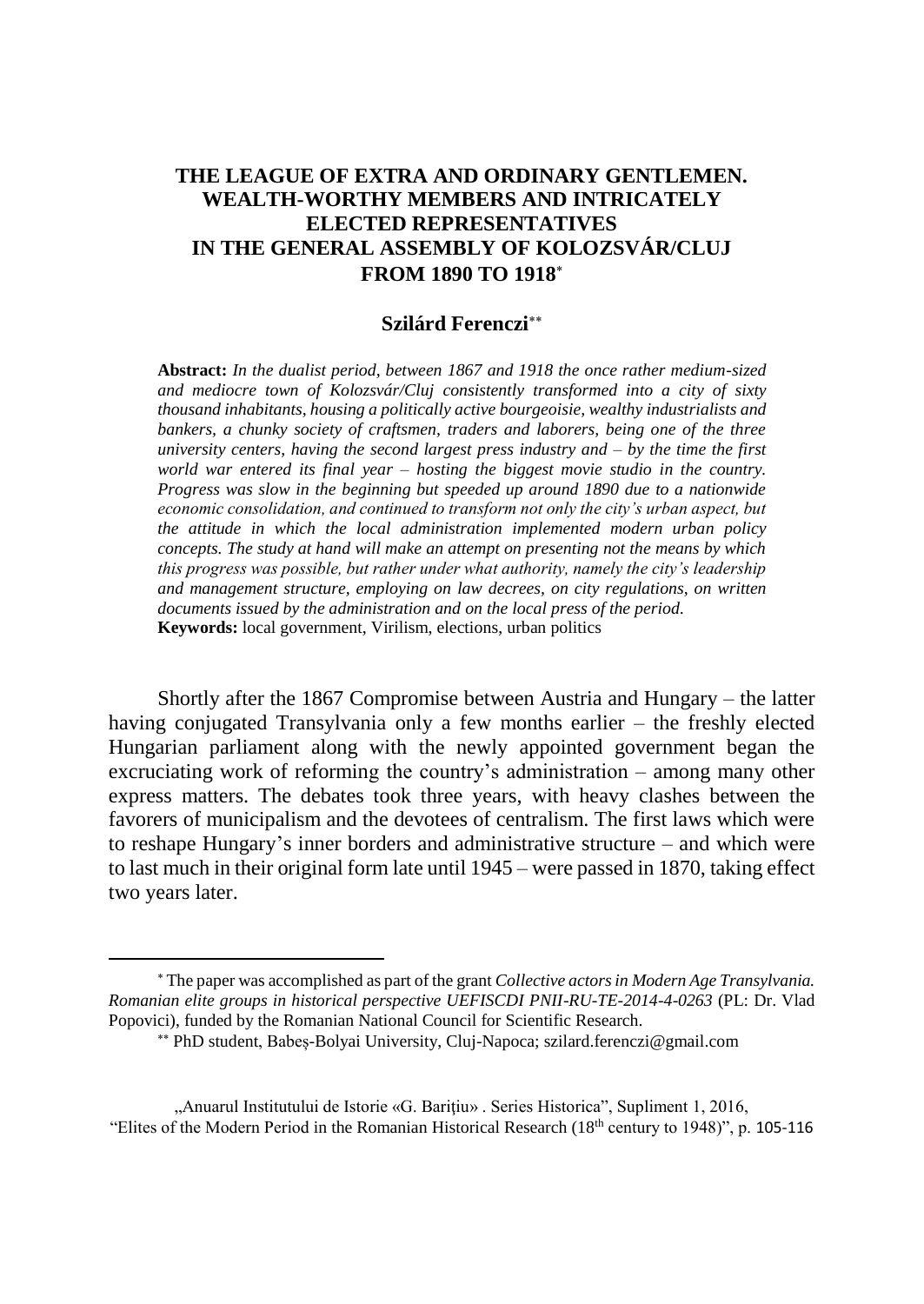# THE LEAGUE OF EXTRA AND ORDINARY GENTLEMEN. WEALTH-WORTHY MEMBERS AND INTRICATELY ELECTED REPRESENTATIVES IN THE GENERAL ASSEMBLY OF KOLOZSVÁR/CLUJ FROM 1890 TO 1918[*]

**Szilárd Ferenczi**[**]

**Abstract:** *In the dualist period, between 1867 and 1918 the once rather medium-sized and mediocre town of Kolozsvár/Cluj consistently transformed into a city of sixty thousand inhabitants, housing a politically active bourgeoisie, wealthy industrialists and bankers, a chunky society of craftsmen, traders and laborers, being one of the three university centers, having the second largest press industry and – by the time the first world war entered its final year – hosting the biggest movie studio in the country. Progress was slow in the beginning but speeded up around 1890 due to a nationwide economic consolidation, and continued to transform not only the city's urban aspect, but the attitude in which the local administration implemented modern urban policy concepts. The study at hand will make an attempt on presenting not the means by which this progress was possible, but rather under what authority, namely the city's leadership and management structure, employing on law decrees, on city regulations, on written documents issued by the administration and on the local press of the period.*

**Keywords:** local government, Virilism, elections, urban politics

Shortly after the 1867 Compromise between Austria and Hungary – the latter having conjugated Transylvania only a few months earlier – the freshly elected Hungarian parliament along with the newly appointed government began the excruciating work of reforming the country's administration – among many other express matters. The debates took three years, with heavy clashes between the favorers of municipalism and the devotees of centralism. The first laws which were to reshape Hungary's inner borders and administrative structure – and which were to last much in their original form late until 1945 – were passed in 1870, taking effect two years later.

---

[*] The paper was accomplished as part of the grant *Collective actors in Modern Age Transylvania. Romanian elite groups in historical perspective UEFISCDI PNII-RU-TE-2014-4-0263* (PL: Dr. Vlad Popovici), funded by the Romanian National Council for Scientific Research.

[**] PhD student, Babeș-Bolyai University, Cluj-Napoca; szilard.ferenczi@gmail.com

„Anuarul Institutului de Istorie «G. Barițiu» . Series Historica", Supliment 1, 2016, "Elites of the Modern Period in the Romanian Historical Research (18th century to 1948)", p. 105-116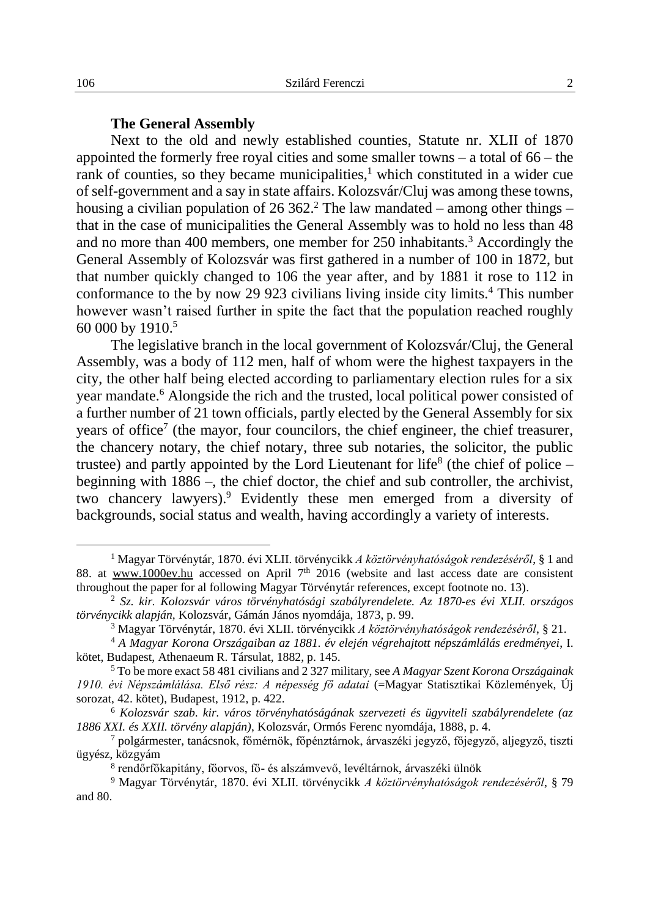### The General Assembly

Next to the old and newly established counties, Statute nr. XLII of 1870 appointed the formerly free royal cities and some smaller towns – a total of 66 – the rank of counties, so they became municipalities,[1] which constituted in a wider cue of self-government and a say in state affairs. Kolozsvár/Cluj was among these towns, housing a civilian population of 26 362.[2] The law mandated – among other things – that in the case of municipalities the General Assembly was to hold no less than 48 and no more than 400 members, one member for 250 inhabitants.[3] Accordingly the General Assembly of Kolozsvár was first gathered in a number of 100 in 1872, but that number quickly changed to 106 the year after, and by 1881 it rose to 112 in conformance to the by now 29 923 civilians living inside city limits.[4] This number however wasn't raised further in spite the fact that the population reached roughly 60 000 by 1910.[5]

The legislative branch in the local government of Kolozsvár/Cluj, the General Assembly, was a body of 112 men, half of whom were the highest taxpayers in the city, the other half being elected according to parliamentary election rules for a six year mandate.[6] Alongside the rich and the trusted, local political power consisted of a further number of 21 town officials, partly elected by the General Assembly for six years of office[7] (the mayor, four councilors, the chief engineer, the chief treasurer, the chancery notary, the chief notary, three sub notaries, the solicitor, the public trustee) and partly appointed by the Lord Lieutenant for life[8] (the chief of police – beginning with 1886 –, the chief doctor, the chief and sub controller, the archivist, two chancery lawyers).[9] Evidently these men emerged from a diversity of backgrounds, social status and wealth, having accordingly a variety of interests.

---

[1] Magyar Törvénytár, 1870. évi XLII. törvénycikk *A köztörvényhatóságok rendezéséről*, § 1 and 88. at www.1000ev.hu accessed on April 7th 2016 (website and last access date are consistent throughout the paper for al following Magyar Törvénytár references, except footnote no. 13).

[2] *Sz. kir. Kolozsvár város törvényhatósági szabályrendelete. Az 1870-es évi XLII. országos törvénycikk alapján*, Kolozsvár, Gámán János nyomdája, 1873, p. 99.

[3] Magyar Törvénytár, 1870. évi XLII. törvénycikk *A köztörvényhatóságok rendezéséről*, § 21.

[4] *A Magyar Korona Országaiban az 1881. év elején végrehajtott népszámlálás eredményei*, I. kötet, Budapest, Athenaeum R. Társulat, 1882, p. 145.

[5] To be more exact 58 481 civilians and 2 327 military, see *A Magyar Szent Korona Országainak 1910. évi Népszámlálása. Első rész: A népesség fő adatai* (=Magyar Statisztikai Közlemények, Új sorozat, 42. kötet), Budapest, 1912, p. 422.

[6] *Kolozsvár szab. kir. város törvényhatóságának szervezeti és ügyviteli szabályrendelete (az 1886 XXI. és XXII. törvény alapján)*, Kolozsvár, Ormós Ferenc nyomdája, 1888, p. 4.

[7] polgármester, tanácsnok, főmérnök, főpénztárnok, árvaszéki jegyző, főjegyző, aljegyző, tiszti ügyész, közgyám

[8] rendőrfőkapitány, főorvos, fő- és alszámvevő, levéltárnok, árvaszéki ülnök

[9] Magyar Törvénytár, 1870. évi XLII. törvénycikk *A köztörvényhatóságok rendezéséről*, § 79 and 80.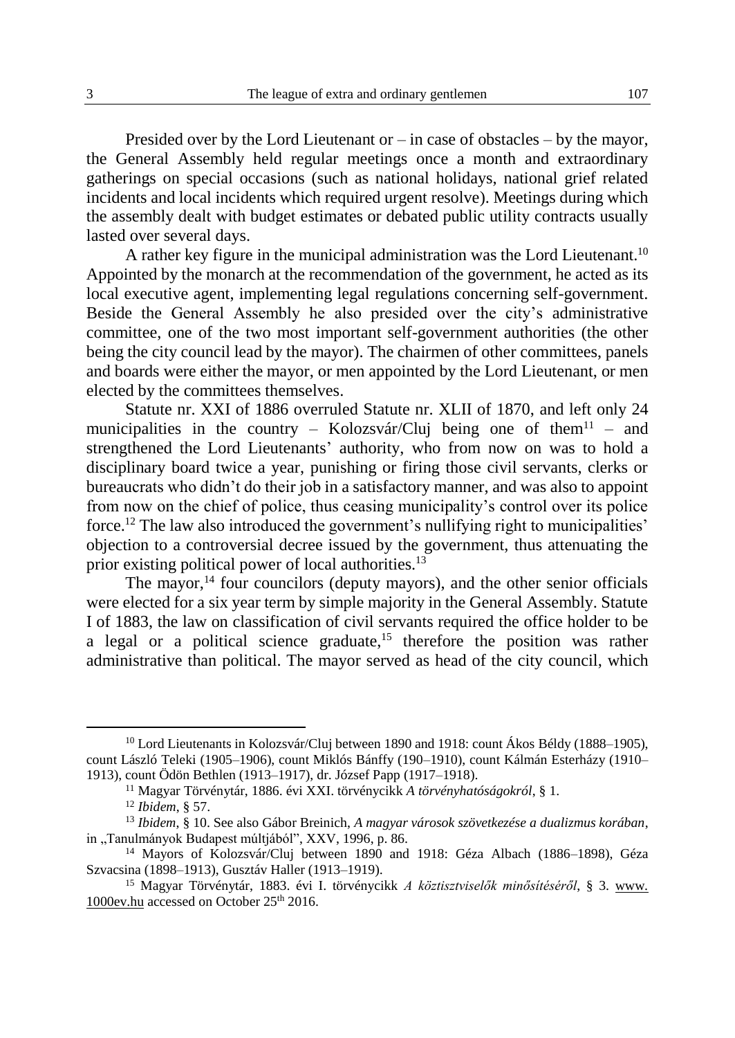Presided over by the Lord Lieutenant or – in case of obstacles – by the mayor, the General Assembly held regular meetings once a month and extraordinary gatherings on special occasions (such as national holidays, national grief related incidents and local incidents which required urgent resolve). Meetings during which the assembly dealt with budget estimates or debated public utility contracts usually lasted over several days.

A rather key figure in the municipal administration was the Lord Lieutenant.[10] Appointed by the monarch at the recommendation of the government, he acted as its local executive agent, implementing legal regulations concerning self-government. Beside the General Assembly he also presided over the city's administrative committee, one of the two most important self-government authorities (the other being the city council lead by the mayor). The chairmen of other committees, panels and boards were either the mayor, or men appointed by the Lord Lieutenant, or men elected by the committees themselves.

Statute nr. XXI of 1886 overruled Statute nr. XLII of 1870, and left only 24 municipalities in the country – Kolozsvár/Cluj being one of them[11] – and strengthened the Lord Lieutenants' authority, who from now on was to hold a disciplinary board twice a year, punishing or firing those civil servants, clerks or bureaucrats who didn't do their job in a satisfactory manner, and was also to appoint from now on the chief of police, thus ceasing municipality's control over its police force.[12] The law also introduced the government's nullifying right to municipalities' objection to a controversial decree issued by the government, thus attenuating the prior existing political power of local authorities.[13]

The mayor,[14] four councilors (deputy mayors), and the other senior officials were elected for a six year term by simple majority in the General Assembly. Statute I of 1883, the law on classification of civil servants required the office holder to be a legal or a political science graduate,[15] therefore the position was rather administrative than political. The mayor served as head of the city council, which

---

[10] Lord Lieutenants in Kolozsvár/Cluj between 1890 and 1918: count Ákos Béldy (1888–1905), count László Teleki (1905–1906), count Miklós Bánffy (190–1910), count Kálmán Esterházy (1910–1913), count Ödön Bethlen (1913–1917), dr. József Papp (1917–1918).

[11] Magyar Törvénytár, 1886. évi XXI. törvénycikk *A törvényhatóságokról*, § 1.

[12] *Ibidem*, § 57.

[13] *Ibidem*, § 10. See also Gábor Breinich, *A magyar városok szövetkezése a dualizmus korában*, in „Tanulmányok Budapest múltjából", XXV, 1996, p. 86.

[14] Mayors of Kolozsvár/Cluj between 1890 and 1918: Géza Albach (1886–1898), Géza Szvacsina (1898–1913), Gusztáv Haller (1913–1919).

[15] Magyar Törvénytár, 1883. évi I. törvénycikk *A köztisztviselők minősítéséről*, § 3. www.1000ev.hu accessed on October 25th 2016.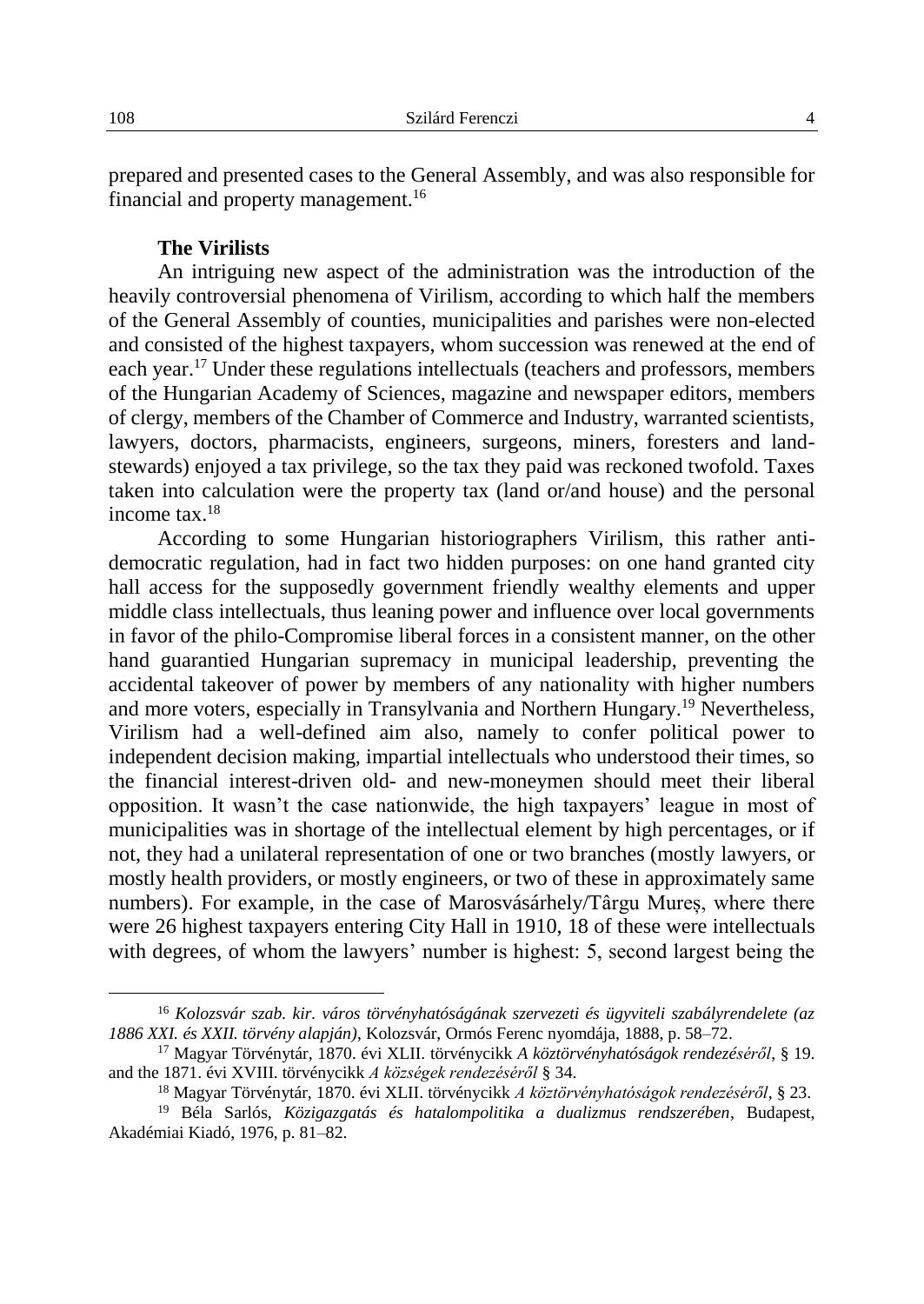prepared and presented cases to the General Assembly, and was also responsible for financial and property management.[16]

### The Virilists

An intriguing new aspect of the administration was the introduction of the heavily controversial phenomena of Virilism, according to which half the members of the General Assembly of counties, municipalities and parishes were non-elected and consisted of the highest taxpayers, whom succession was renewed at the end of each year.[17] Under these regulations intellectuals (teachers and professors, members of the Hungarian Academy of Sciences, magazine and newspaper editors, members of clergy, members of the Chamber of Commerce and Industry, warranted scientists, lawyers, doctors, pharmacists, engineers, surgeons, miners, foresters and land-stewards) enjoyed a tax privilege, so the tax they paid was reckoned twofold. Taxes taken into calculation were the property tax (land or/and house) and the personal income tax.[18]

According to some Hungarian historiographers Virilism, this rather anti-democratic regulation, had in fact two hidden purposes: on one hand granted city hall access for the supposedly government friendly wealthy elements and upper middle class intellectuals, thus leaning power and influence over local governments in favor of the philo-Compromise liberal forces in a consistent manner, on the other hand guarantied Hungarian supremacy in municipal leadership, preventing the accidental takeover of power by members of any nationality with higher numbers and more voters, especially in Transylvania and Northern Hungary.[19] Nevertheless, Virilism had a well-defined aim also, namely to confer political power to independent decision making, impartial intellectuals who understood their times, so the financial interest-driven old- and new-moneymen should meet their liberal opposition. It wasn't the case nationwide, the high taxpayers' league in most of municipalities was in shortage of the intellectual element by high percentages, or if not, they had a unilateral representation of one or two branches (mostly lawyers, or mostly health providers, or mostly engineers, or two of these in approximately same numbers). For example, in the case of Marosvásárhely/Târgu Mureș, where there were 26 highest taxpayers entering City Hall in 1910, 18 of these were intellectuals with degrees, of whom the lawyers' number is highest: 5, second largest being the

---

[16] *Kolozsvár szab. kir. város törvényhatóságának szervezeti és ügyviteli szabályrendelete (az 1886 XXI. és XXII. törvény alapján)*, Kolozsvár, Ormós Ferenc nyomdája, 1888, p. 58–72.

[17] Magyar Törvénytár, 1870. évi XLII. törvénycikk *A köztörvényhatóságok rendezéséről*, § 19. and the 1871. évi XVIII. törvénycikk *A községek rendezéséről* § 34.

[18] Magyar Törvénytár, 1870. évi XLII. törvénycikk *A köztörvényhatóságok rendezéséről*, § 23.

[19] Béla Sarlós, *Közigazgatás és hatalompolitika a dualizmus rendszerében*, Budapest, Akadémiai Kiadó, 1976, p. 81–82.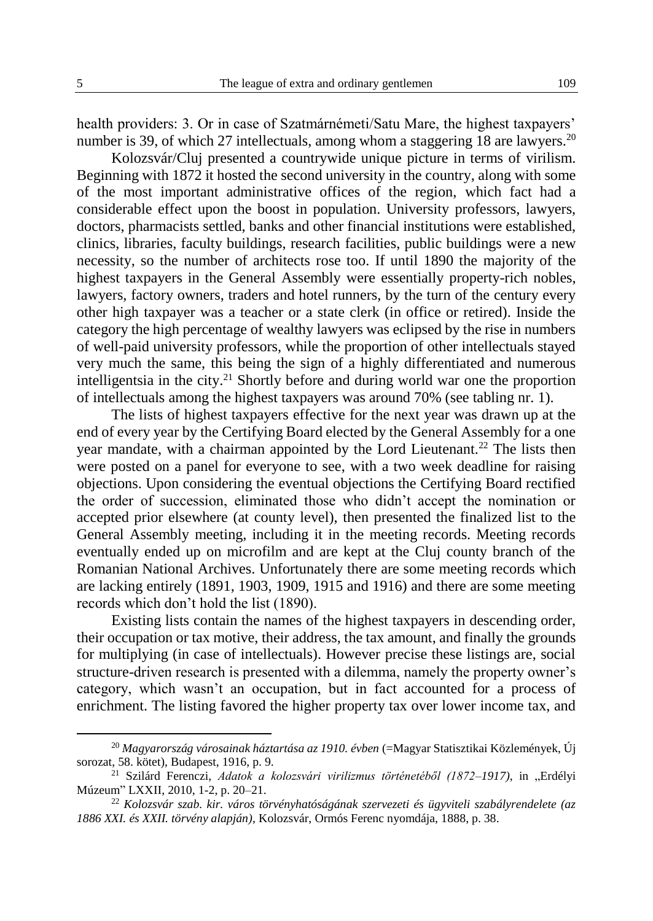health providers: 3. Or in case of Szatmárnémeti/Satu Mare, the highest taxpayers' number is 39, of which 27 intellectuals, among whom a staggering 18 are lawyers.[20]

Kolozsvár/Cluj presented a countrywide unique picture in terms of virilism. Beginning with 1872 it hosted the second university in the country, along with some of the most important administrative offices of the region, which fact had a considerable effect upon the boost in population. University professors, lawyers, doctors, pharmacists settled, banks and other financial institutions were established, clinics, libraries, faculty buildings, research facilities, public buildings were a new necessity, so the number of architects rose too. If until 1890 the majority of the highest taxpayers in the General Assembly were essentially property-rich nobles, lawyers, factory owners, traders and hotel runners, by the turn of the century every other high taxpayer was a teacher or a state clerk (in office or retired). Inside the category the high percentage of wealthy lawyers was eclipsed by the rise in numbers of well-paid university professors, while the proportion of other intellectuals stayed very much the same, this being the sign of a highly differentiated and numerous intelligentsia in the city.[21] Shortly before and during world war one the proportion of intellectuals among the highest taxpayers was around 70% (see tabling nr. 1).

The lists of highest taxpayers effective for the next year was drawn up at the end of every year by the Certifying Board elected by the General Assembly for a one year mandate, with a chairman appointed by the Lord Lieutenant.[22] The lists then were posted on a panel for everyone to see, with a two week deadline for raising objections. Upon considering the eventual objections the Certifying Board rectified the order of succession, eliminated those who didn't accept the nomination or accepted prior elsewhere (at county level), then presented the finalized list to the General Assembly meeting, including it in the meeting records. Meeting records eventually ended up on microfilm and are kept at the Cluj county branch of the Romanian National Archives. Unfortunately there are some meeting records which are lacking entirely (1891, 1903, 1909, 1915 and 1916) and there are some meeting records which don't hold the list (1890).

Existing lists contain the names of the highest taxpayers in descending order, their occupation or tax motive, their address, the tax amount, and finally the grounds for multiplying (in case of intellectuals). However precise these listings are, social structure-driven research is presented with a dilemma, namely the property owner's category, which wasn't an occupation, but in fact accounted for a process of enrichment. The listing favored the higher property tax over lower income tax, and

---

[20] *Magyarország városainak háztartása az 1910. évben* (=Magyar Statisztikai Közlemények, Új sorozat, 58. kötet), Budapest, 1916, p. 9.

[21] Szilárd Ferenczi, *Adatok a kolozsvári virilizmus történetéből (1872–1917)*, in „Erdélyi Múzeum" LXXII, 2010, 1-2, p. 20–21.

[22] *Kolozsvár szab. kir. város törvényhatóságának szervezeti és ügyviteli szabályrendelete (az 1886 XXI. és XXII. törvény alapján)*, Kolozsvár, Ormós Ferenc nyomdája, 1888, p. 38.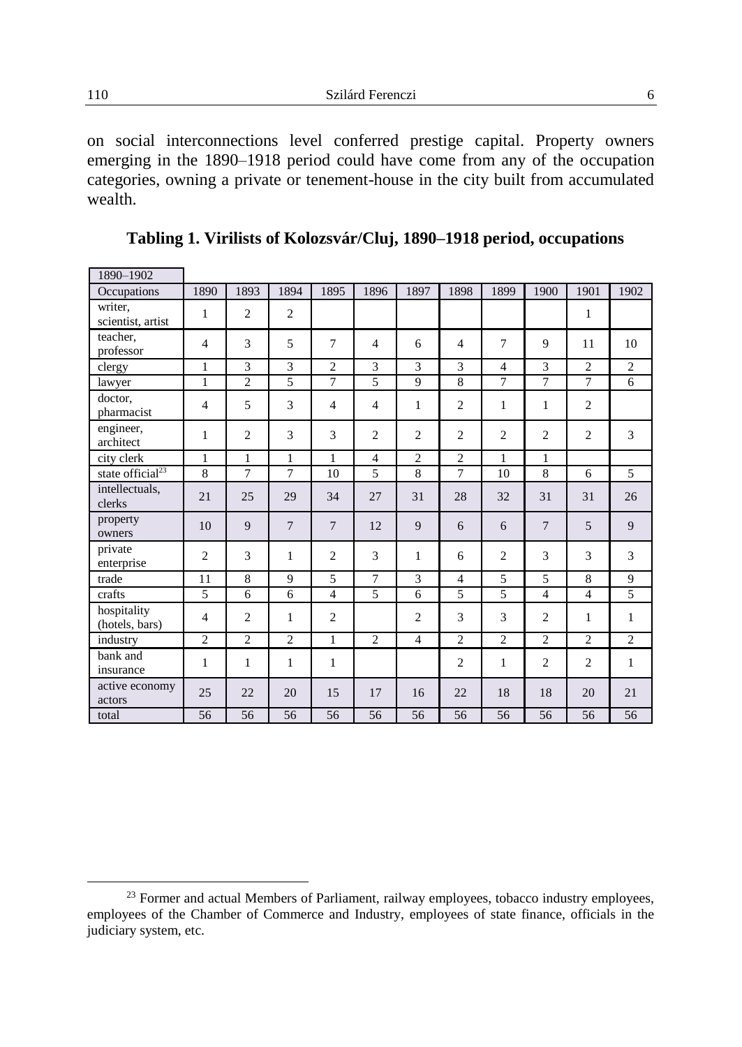on social interconnections level conferred prestige capital. Property owners emerging in the 1890–1918 period could have come from any of the occupation categories, owning a private or tenement-house in the city built from accumulated wealth.

**Tabling 1. Virilists of Kolozsvár/Cluj, 1890–1918 period, occupations**

| 1890–1902 | | | | | | | | | | | |
|---|---|---|---|---|---|---|---|---|---|---|---|
| Occupations | 1890 | 1893 | 1894 | 1895 | 1896 | 1897 | 1898 | 1899 | 1900 | 1901 | 1902 |
| writer, scientist, artist | 1 | 2 | 2 | | | | | | | 1 | |
| teacher, professor | 4 | 3 | 5 | 7 | 4 | 6 | 4 | 7 | 9 | 11 | 10 |
| clergy | 1 | 3 | 3 | 2 | 3 | 3 | 3 | 4 | 3 | 2 | 2 |
| lawyer | 1 | 2 | 5 | 7 | 5 | 9 | 8 | 7 | 7 | 7 | 6 |
| doctor, pharmacist | 4 | 5 | 3 | 4 | 4 | 1 | 2 | 1 | 1 | 2 | |
| engineer, architect | 1 | 2 | 3 | 3 | 2 | 2 | 2 | 2 | 2 | 2 | 3 |
| city clerk | 1 | 1 | 1 | 1 | 4 | 2 | 2 | 1 | 1 | | |
| state official[23] | 8 | 7 | 7 | 10 | 5 | 8 | 7 | 10 | 8 | 6 | 5 |
| intellectuals, clerks | 21 | 25 | 29 | 34 | 27 | 31 | 28 | 32 | 31 | 31 | 26 |
| property owners | 10 | 9 | 7 | 7 | 12 | 9 | 6 | 6 | 7 | 5 | 9 |
| private enterprise | 2 | 3 | 1 | 2 | 3 | 1 | 6 | 2 | 3 | 3 | 3 |
| trade | 11 | 8 | 9 | 5 | 7 | 3 | 4 | 5 | 5 | 8 | 9 |
| crafts | 5 | 6 | 6 | 4 | 5 | 6 | 5 | 5 | 4 | 4 | 5 |
| hospitality (hotels, bars) | 4 | 2 | 1 | 2 | | 2 | 3 | 3 | 2 | 1 | 1 |
| industry | 2 | 2 | 2 | 1 | 2 | 4 | 2 | 2 | 2 | 2 | 2 |
| bank and insurance | 1 | 1 | 1 | 1 | | | 2 | 1 | 2 | 2 | 1 |
| active economy actors | 25 | 22 | 20 | 15 | 17 | 16 | 22 | 18 | 18 | 20 | 21 |
| total | 56 | 56 | 56 | 56 | 56 | 56 | 56 | 56 | 56 | 56 | 56 |

[23] Former and actual Members of Parliament, railway employees, tobacco industry employees, employees of the Chamber of Commerce and Industry, employees of state finance, officials in the judiciary system, etc.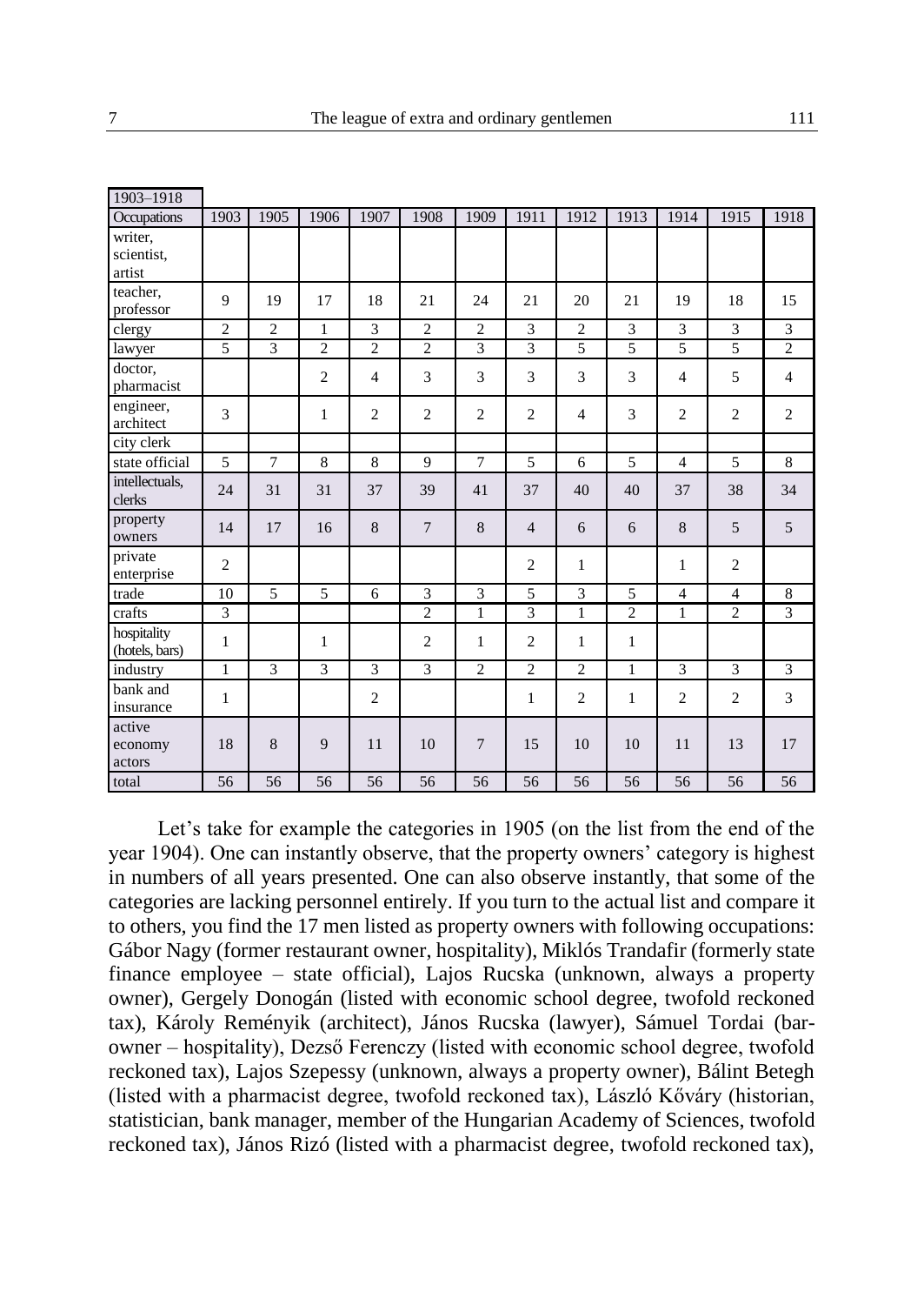| 1903–1918 | | | | | | | | | | | | |
|---|---|---|---|---|---|---|---|---|---|---|---|---|
| Occupations | 1903 | 1905 | 1906 | 1907 | 1908 | 1909 | 1911 | 1912 | 1913 | 1914 | 1915 | 1918 |
| writer, scientist, artist | | | | | | | | | | | | |
| teacher, professor | 9 | 19 | 17 | 18 | 21 | 24 | 21 | 20 | 21 | 19 | 18 | 15 |
| clergy | 2 | 2 | 1 | 3 | 2 | 2 | 3 | 2 | 3 | 3 | 3 | 3 |
| lawyer | 5 | 3 | 2 | 2 | 2 | 3 | 3 | 5 | 5 | 5 | 5 | 2 |
| doctor, pharmacist | | | 2 | 4 | 3 | 3 | 3 | 3 | 3 | 4 | 5 | 4 |
| engineer, architect | 3 | | 1 | 2 | 2 | 2 | 2 | 4 | 3 | 2 | 2 | 2 |
| city clerk | | | | | | | | | | | | |
| state official | 5 | 7 | 8 | 8 | 9 | 7 | 5 | 6 | 5 | 4 | 5 | 8 |
| intellectuals, clerks | 24 | 31 | 31 | 37 | 39 | 41 | 37 | 40 | 40 | 37 | 38 | 34 |
| property owners | 14 | 17 | 16 | 8 | 7 | 8 | 4 | 6 | 6 | 8 | 5 | 5 |
| private enterprise | 2 | | | | | | 2 | 1 | | 1 | 2 | |
| trade | 10 | 5 | 5 | 6 | 3 | 3 | 5 | 3 | 5 | 4 | 4 | 8 |
| crafts | 3 | | | | 2 | 1 | 3 | 1 | 2 | 1 | 2 | 3 |
| hospitality (hotels, bars) | 1 | | 1 | | 2 | 1 | 2 | 1 | 1 | | | |
| industry | 1 | 3 | 3 | 3 | 3 | 2 | 2 | 2 | 1 | 3 | 3 | 3 |
| bank and insurance | 1 | | | 2 | | | 1 | 2 | 1 | 2 | 2 | 3 |
| active economy actors | 18 | 8 | 9 | 11 | 10 | 7 | 15 | 10 | 10 | 11 | 13 | 17 |
| total | 56 | 56 | 56 | 56 | 56 | 56 | 56 | 56 | 56 | 56 | 56 | 56 |

Let's take for example the categories in 1905 (on the list from the end of the year 1904). One can instantly observe, that the property owners' category is highest in numbers of all years presented. One can also observe instantly, that some of the categories are lacking personnel entirely. If you turn to the actual list and compare it to others, you find the 17 men listed as property owners with following occupations: Gábor Nagy (former restaurant owner, hospitality), Miklós Trandafir (formerly state finance employee – state official), Lajos Rucska (unknown, always a property owner), Gergely Donogán (listed with economic school degree, twofold reckoned tax), Károly Reményik (architect), János Rucska (lawyer), Sámuel Tordai (bar-owner – hospitality), Dezső Ferenczy (listed with economic school degree, twofold reckoned tax), Lajos Szepessy (unknown, always a property owner), Bálint Betegh (listed with a pharmacist degree, twofold reckoned tax), László Kőváry (historian, statistician, bank manager, member of the Hungarian Academy of Sciences, twofold reckoned tax), János Rizó (listed with a pharmacist degree, twofold reckoned tax),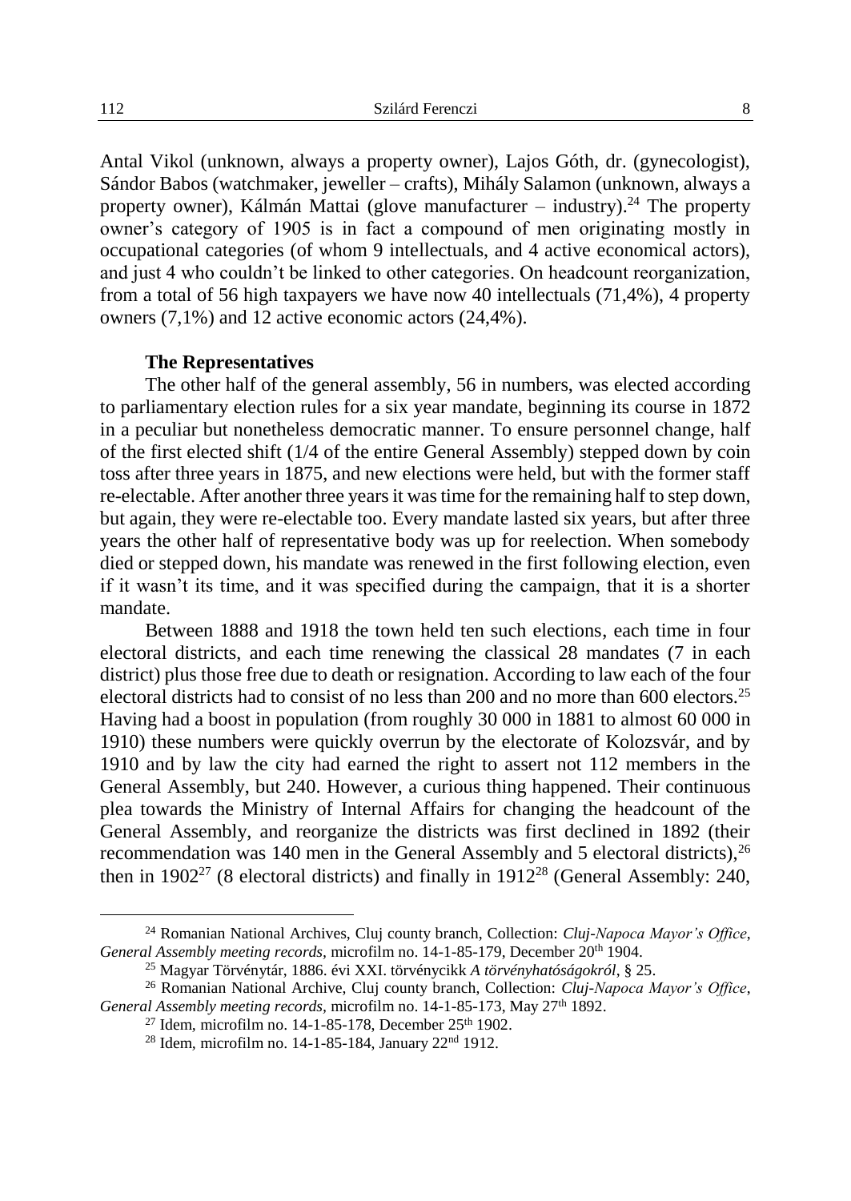Antal Vikol (unknown, always a property owner), Lajos Góth, dr. (gynecologist), Sándor Babos (watchmaker, jeweller – crafts), Mihály Salamon (unknown, always a property owner), Kálmán Mattai (glove manufacturer – industry).[24] The property owner's category of 1905 is in fact a compound of men originating mostly in occupational categories (of whom 9 intellectuals, and 4 active economical actors), and just 4 who couldn't be linked to other categories. On headcount reorganization, from a total of 56 high taxpayers we have now 40 intellectuals (71,4%), 4 property owners (7,1%) and 12 active economic actors (24,4%).

### The Representatives

The other half of the general assembly, 56 in numbers, was elected according to parliamentary election rules for a six year mandate, beginning its course in 1872 in a peculiar but nonetheless democratic manner. To ensure personnel change, half of the first elected shift (1/4 of the entire General Assembly) stepped down by coin toss after three years in 1875, and new elections were held, but with the former staff re-electable. After another three years it was time for the remaining half to step down, but again, they were re-electable too. Every mandate lasted six years, but after three years the other half of representative body was up for reelection. When somebody died or stepped down, his mandate was renewed in the first following election, even if it wasn't its time, and it was specified during the campaign, that it is a shorter mandate.

Between 1888 and 1918 the town held ten such elections, each time in four electoral districts, and each time renewing the classical 28 mandates (7 in each district) plus those free due to death or resignation. According to law each of the four electoral districts had to consist of no less than 200 and no more than 600 electors.[25] Having had a boost in population (from roughly 30 000 in 1881 to almost 60 000 in 1910) these numbers were quickly overrun by the electorate of Kolozsvár, and by 1910 and by law the city had earned the right to assert not 112 members in the General Assembly, but 240. However, a curious thing happened. Their continuous plea towards the Ministry of Internal Affairs for changing the headcount of the General Assembly, and reorganize the districts was first declined in 1892 (their recommendation was 140 men in the General Assembly and 5 electoral districts),[26] then in 1902[27] (8 electoral districts) and finally in 1912[28] (General Assembly: 240,

---

[24] Romanian National Archives, Cluj county branch, Collection: *Cluj-Napoca Mayor's Office*, *General Assembly meeting records*, microfilm no. 14-1-85-179, December 20th 1904.

[25] Magyar Törvénytár, 1886. évi XXI. törvénycikk *A törvényhatóságokról*, § 25.

[26] Romanian National Archive, Cluj county branch, Collection: *Cluj-Napoca Mayor's Office*, *General Assembly meeting records*, microfilm no. 14-1-85-173, May 27th 1892.

[27] Idem, microfilm no. 14-1-85-178, December 25th 1902.

[28] Idem, microfilm no. 14-1-85-184, January 22nd 1912.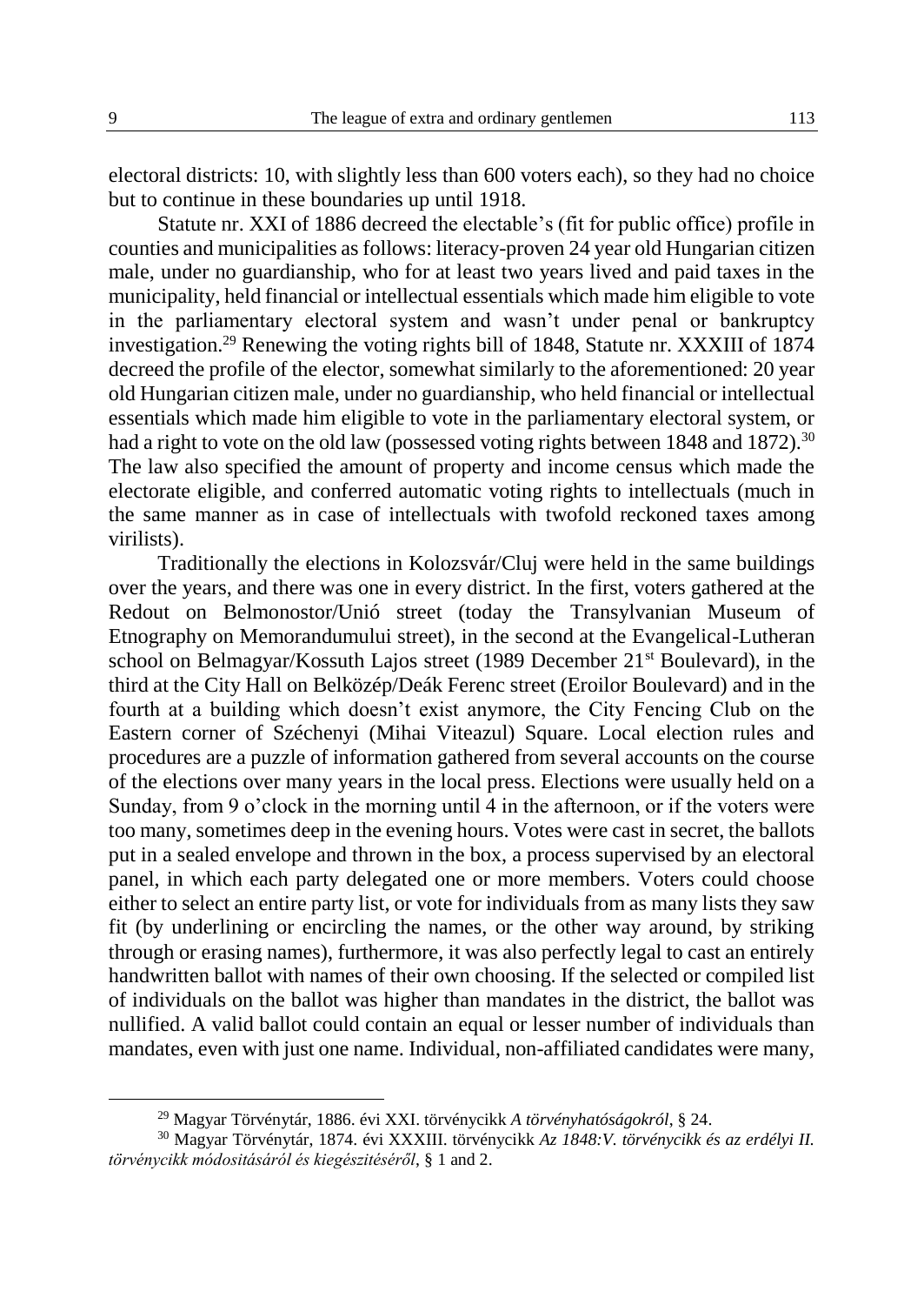electoral districts: 10, with slightly less than 600 voters each), so they had no choice but to continue in these boundaries up until 1918.

Statute nr. XXI of 1886 decreed the electable's (fit for public office) profile in counties and municipalities as follows: literacy-proven 24 year old Hungarian citizen male, under no guardianship, who for at least two years lived and paid taxes in the municipality, held financial or intellectual essentials which made him eligible to vote in the parliamentary electoral system and wasn't under penal or bankruptcy investigation.[29] Renewing the voting rights bill of 1848, Statute nr. XXXIII of 1874 decreed the profile of the elector, somewhat similarly to the aforementioned: 20 year old Hungarian citizen male, under no guardianship, who held financial or intellectual essentials which made him eligible to vote in the parliamentary electoral system, or had a right to vote on the old law (possessed voting rights between 1848 and 1872).[30] The law also specified the amount of property and income census which made the electorate eligible, and conferred automatic voting rights to intellectuals (much in the same manner as in case of intellectuals with twofold reckoned taxes among virilists).

Traditionally the elections in Kolozsvár/Cluj were held in the same buildings over the years, and there was one in every district. In the first, voters gathered at the Redout on Belmonostor/Unió street (today the Transylvanian Museum of Etnography on Memorandumului street), in the second at the Evangelical-Lutheran school on Belmagyar/Kossuth Lajos street (1989 December 21st Boulevard), in the third at the City Hall on Belközép/Deák Ferenc street (Eroilor Boulevard) and in the fourth at a building which doesn't exist anymore, the City Fencing Club on the Eastern corner of Széchenyi (Mihai Viteazul) Square. Local election rules and procedures are a puzzle of information gathered from several accounts on the course of the elections over many years in the local press. Elections were usually held on a Sunday, from 9 o'clock in the morning until 4 in the afternoon, or if the voters were too many, sometimes deep in the evening hours. Votes were cast in secret, the ballots put in a sealed envelope and thrown in the box, a process supervised by an electoral panel, in which each party delegated one or more members. Voters could choose either to select an entire party list, or vote for individuals from as many lists they saw fit (by underlining or encircling the names, or the other way around, by striking through or erasing names), furthermore, it was also perfectly legal to cast an entirely handwritten ballot with names of their own choosing. If the selected or compiled list of individuals on the ballot was higher than mandates in the district, the ballot was nullified. A valid ballot could contain an equal or lesser number of individuals than mandates, even with just one name. Individual, non-affiliated candidates were many,

---

[29] Magyar Törvénytár, 1886. évi XXI. törvénycikk *A törvényhatóságokról*, § 24.

[30] Magyar Törvénytár, 1874. évi XXXIII. törvénycikk *Az 1848:V. törvénycikk és az erdélyi II. törvénycikk módositásáról és kiegészitéséről*, § 1 and 2.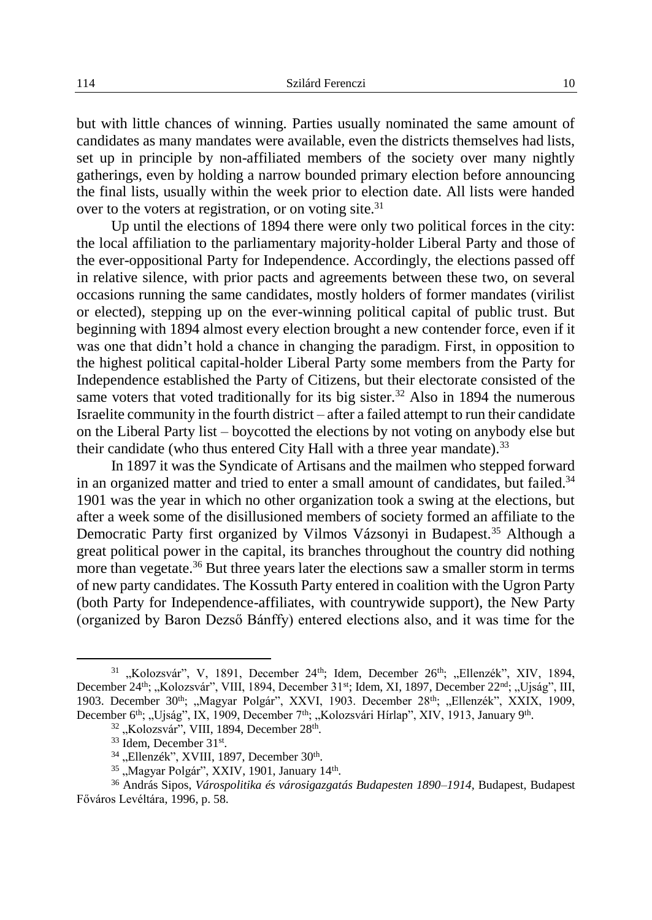but with little chances of winning. Parties usually nominated the same amount of candidates as many mandates were available, even the districts themselves had lists, set up in principle by non-affiliated members of the society over many nightly gatherings, even by holding a narrow bounded primary election before announcing the final lists, usually within the week prior to election date. All lists were handed over to the voters at registration, or on voting site.[31]

Up until the elections of 1894 there were only two political forces in the city: the local affiliation to the parliamentary majority-holder Liberal Party and those of the ever-oppositional Party for Independence. Accordingly, the elections passed off in relative silence, with prior pacts and agreements between these two, on several occasions running the same candidates, mostly holders of former mandates (virilist or elected), stepping up on the ever-winning political capital of public trust. But beginning with 1894 almost every election brought a new contender force, even if it was one that didn't hold a chance in changing the paradigm. First, in opposition to the highest political capital-holder Liberal Party some members from the Party for Independence established the Party of Citizens, but their electorate consisted of the same voters that voted traditionally for its big sister.[32] Also in 1894 the numerous Israelite community in the fourth district – after a failed attempt to run their candidate on the Liberal Party list – boycotted the elections by not voting on anybody else but their candidate (who thus entered City Hall with a three year mandate).[33]

In 1897 it was the Syndicate of Artisans and the mailmen who stepped forward in an organized matter and tried to enter a small amount of candidates, but failed.[34] 1901 was the year in which no other organization took a swing at the elections, but after a week some of the disillusioned members of society formed an affiliate to the Democratic Party first organized by Vilmos Vázsonyi in Budapest.[35] Although a great political power in the capital, its branches throughout the country did nothing more than vegetate.[36] But three years later the elections saw a smaller storm in terms of new party candidates. The Kossuth Party entered in coalition with the Ugron Party (both Party for Independence-affiliates, with countrywide support), the New Party (organized by Baron Dezső Bánffy) entered elections also, and it was time for the

---

[31] „Kolozsvár", V, 1891, December 24th; Idem, December 26th; „Ellenzék", XIV, 1894, December 24th; „Kolozsvár", VIII, 1894, December 31st; Idem, XI, 1897, December 22nd; „Ujság", III, 1903. December 30th; „Magyar Polgár", XXVI, 1903. December 28th; „Ellenzék", XXIX, 1909, December 6th; „Ujság", IX, 1909, December 7th; „Kolozsvári Hírlap", XIV, 1913, January 9th.

[32] „Kolozsvár", VIII, 1894, December 28th.

[33] Idem, December 31st.

[34] „Ellenzék", XVIII, 1897, December 30th.

[35] „Magyar Polgár", XXIV, 1901, January 14th.

[36] András Sipos, *Várospolitika és városigazgatás Budapesten 1890–1914*, Budapest, Budapest Főváros Levéltára, 1996, p. 58.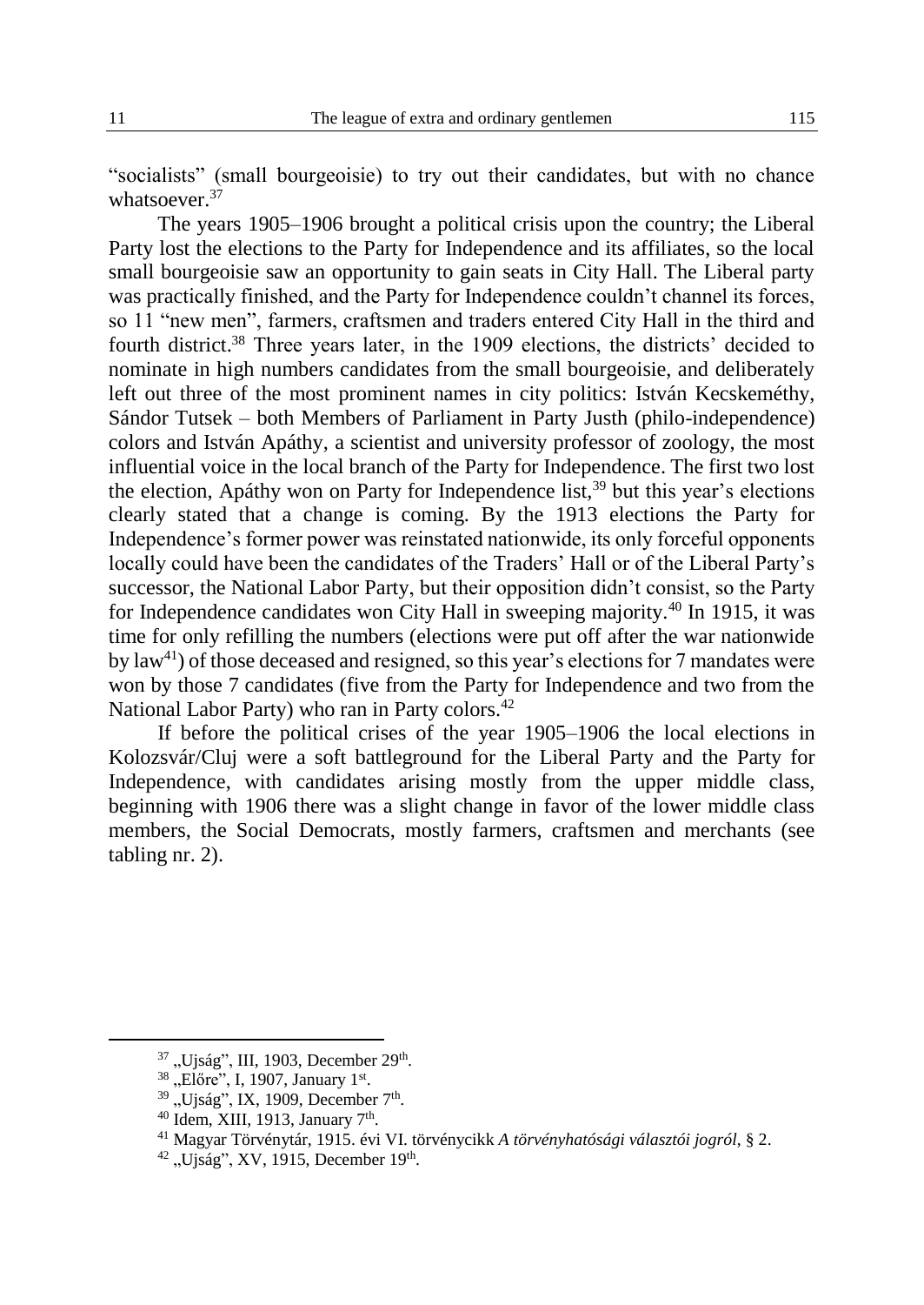"socialists" (small bourgeoisie) to try out their candidates, but with no chance whatsoever.[37]

The years 1905–1906 brought a political crisis upon the country; the Liberal Party lost the elections to the Party for Independence and its affiliates, so the local small bourgeoisie saw an opportunity to gain seats in City Hall. The Liberal party was practically finished, and the Party for Independence couldn't channel its forces, so 11 "new men", farmers, craftsmen and traders entered City Hall in the third and fourth district.[38] Three years later, in the 1909 elections, the districts' decided to nominate in high numbers candidates from the small bourgeoisie, and deliberately left out three of the most prominent names in city politics: István Kecskeméthy, Sándor Tutsek – both Members of Parliament in Party Justh (philo-independence) colors and István Apáthy, a scientist and university professor of zoology, the most influential voice in the local branch of the Party for Independence. The first two lost the election, Apáthy won on Party for Independence list,[39] but this year's elections clearly stated that a change is coming. By the 1913 elections the Party for Independence's former power was reinstated nationwide, its only forceful opponents locally could have been the candidates of the Traders' Hall or of the Liberal Party's successor, the National Labor Party, but their opposition didn't consist, so the Party for Independence candidates won City Hall in sweeping majority.[40] In 1915, it was time for only refilling the numbers (elections were put off after the war nationwide by law[41]) of those deceased and resigned, so this year's elections for 7 mandates were won by those 7 candidates (five from the Party for Independence and two from the National Labor Party) who ran in Party colors.[42]

If before the political crises of the year 1905–1906 the local elections in Kolozsvár/Cluj were a soft battleground for the Liberal Party and the Party for Independence, with candidates arising mostly from the upper middle class, beginning with 1906 there was a slight change in favor of the lower middle class members, the Social Democrats, mostly farmers, craftsmen and merchants (see tabling nr. 2).

---

[37] „Ujság", III, 1903, December 29th.

[38] „Előre", I, 1907, January 1st.

[39] „Ujság", IX, 1909, December 7th.

[40] Idem, XIII, 1913, January 7th.

[41] Magyar Törvénytár, 1915. évi VI. törvénycikk *A törvényhatósági választói jogról*, § 2.

[42] „Ujság", XV, 1915, December 19th.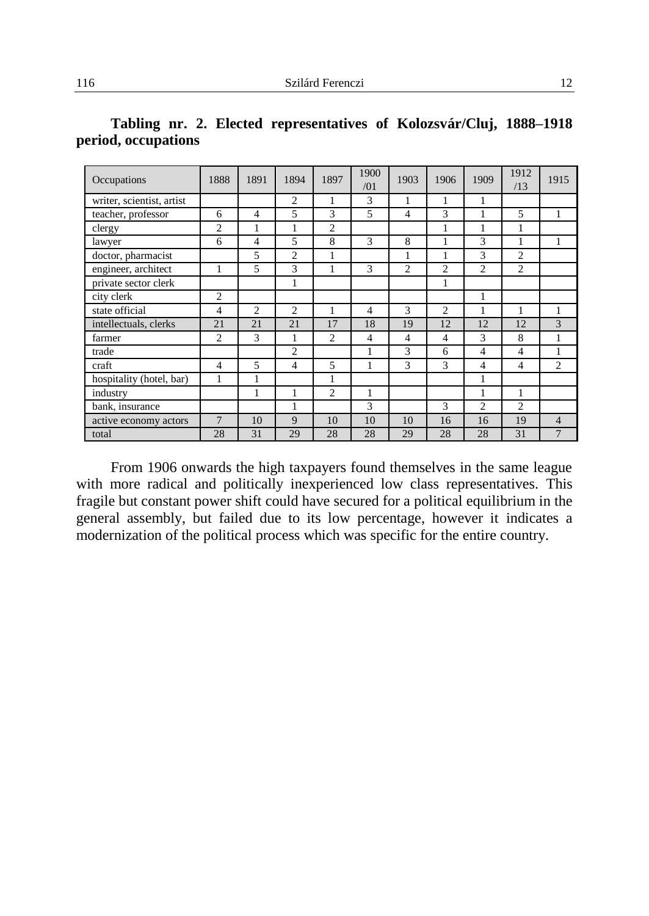**Tabling nr. 2. Elected representatives of Kolozsvár/Cluj, 1888–1918 period, occupations**

| Occupations | 1888 | 1891 | 1894 | 1897 | 1900 /01 | 1903 | 1906 | 1909 | 1912 /13 | 1915 |
|---|---|---|---|---|---|---|---|---|---|---|
| writer, scientist, artist | | | 2 | 1 | 3 | 1 | 1 | 1 | | |
| teacher, professor | 6 | 4 | 5 | 3 | 5 | 4 | 3 | 1 | 5 | 1 |
| clergy | 2 | 1 | 1 | 2 | | | 1 | 1 | 1 | |
| lawyer | 6 | 4 | 5 | 8 | 3 | 8 | 1 | 3 | 1 | 1 |
| doctor, pharmacist | | 5 | 2 | 1 | | 1 | 1 | 3 | 2 | |
| engineer, architect | 1 | 5 | 3 | 1 | 3 | 2 | 2 | 2 | 2 | |
| private sector clerk | | | 1 | | | | 1 | | | |
| city clerk | 2 | | | | | | | 1 | | |
| state official | 4 | 2 | 2 | 1 | 4 | 3 | 2 | 1 | 1 | 1 |
| intellectuals, clerks | 21 | 21 | 21 | 17 | 18 | 19 | 12 | 12 | 12 | 3 |
| farmer | 2 | 3 | 1 | 2 | 4 | 4 | 4 | 3 | 8 | 1 |
| trade | | | 2 | | 1 | 3 | 6 | 4 | 4 | 1 |
| craft | 4 | 5 | 4 | 5 | 1 | 3 | 3 | 4 | 4 | 2 |
| hospitality (hotel, bar) | 1 | 1 | | 1 | | | | 1 | | |
| industry | | 1 | 1 | 2 | 1 | | | 1 | 1 | |
| bank, insurance | | | 1 | | 3 | | 3 | 2 | 2 | |
| active economy actors | 7 | 10 | 9 | 10 | 10 | 10 | 16 | 16 | 19 | 4 |
| total | 28 | 31 | 29 | 28 | 28 | 29 | 28 | 28 | 31 | 7 |

From 1906 onwards the high taxpayers found themselves in the same league with more radical and politically inexperienced low class representatives. This fragile but constant power shift could have secured for a political equilibrium in the general assembly, but failed due to its low percentage, however it indicates a modernization of the political process which was specific for the entire country.